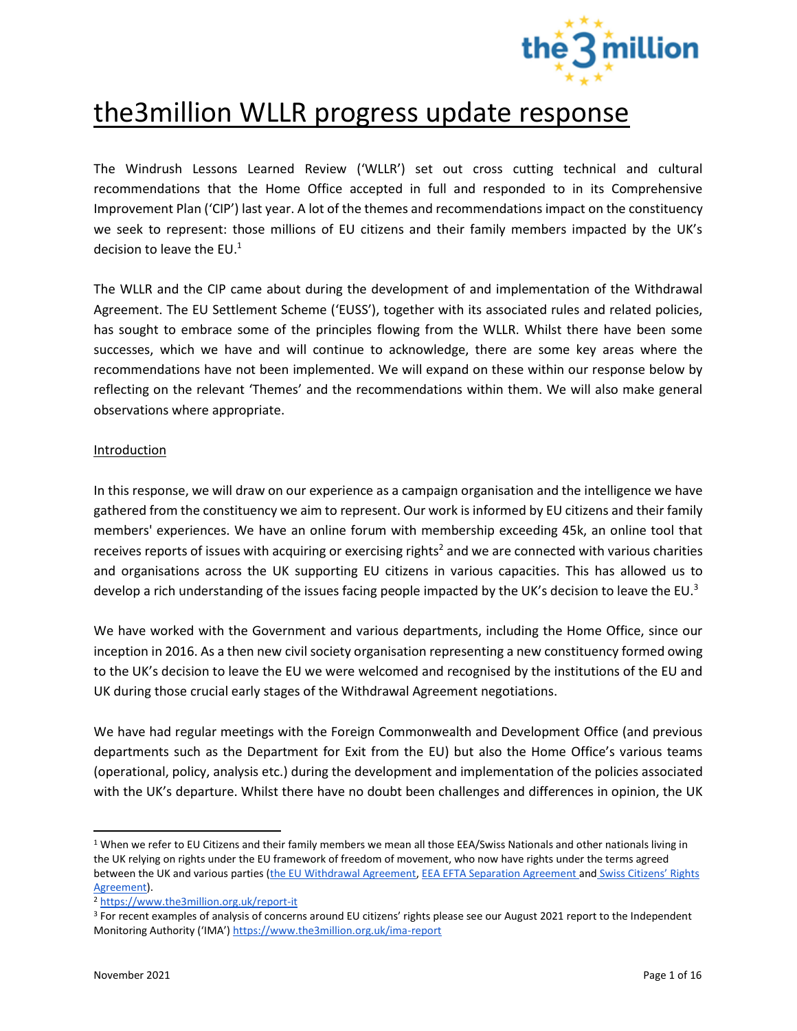# the3million WLLR progress update response

The Windrush Lessons Learned Review ('WLLR') set out cross cutting technical and cultural recommendations that the Home Office accepted in full and responded to in its Comprehensive Improvement Plan ('CIP') last year. A lot of the themes and recommendations impact on the constituency we seek to represent: those millions of EU citizens and their family members impacted by the UK's decision to leave the EU.[1]

The WLLR and the CIP came about during the development of and implementation of the Withdrawal Agreement. The EU Settlement Scheme ('EUSS'), together with its associated rules and related policies, has sought to embrace some of the principles flowing from the WLLR. Whilst there have been some successes, which we have and will continue to acknowledge, there are some key areas where the recommendations have not been implemented. We will expand on these within our response below by reflecting on the relevant 'Themes' and the recommendations within them. We will also make general observations where appropriate.

## Introduction

In this response, we will draw on our experience as a campaign organisation and the intelligence we have gathered from the constituency we aim to represent. Our work is informed by EU citizens and their family members' experiences. We have an online forum with membership exceeding 45k, an online tool that receives reports of issues with acquiring or exercising rights[2] and we are connected with various charities and organisations across the UK supporting EU citizens in various capacities. This has allowed us to develop a rich understanding of the issues facing people impacted by the UK's decision to leave the EU.[3]

We have worked with the Government and various departments, including the Home Office, since our inception in 2016. As a then new civil society organisation representing a new constituency formed owing to the UK's decision to leave the EU we were welcomed and recognised by the institutions of the EU and UK during those crucial early stages of the Withdrawal Agreement negotiations.

We have had regular meetings with the Foreign Commonwealth and Development Office (and previous departments such as the Department for Exit from the EU) but also the Home Office's various teams (operational, policy, analysis etc.) during the development and implementation of the policies associated with the UK's departure. Whilst there have no doubt been challenges and differences in opinion, the UK

---

[1] When we refer to EU Citizens and their family members we mean all those EEA/Swiss Nationals and other nationals living in the UK relying on rights under the EU framework of freedom of movement, who now have rights under the terms agreed between the UK and various parties (the EU Withdrawal Agreement, EEA EFTA Separation Agreement and Swiss Citizens' Rights Agreement).

[2] https://www.the3million.org.uk/report-it

[3] For recent examples of analysis of concerns around EU citizens' rights please see our August 2021 report to the Independent Monitoring Authority ('IMA') https://www.the3million.org.uk/ima-report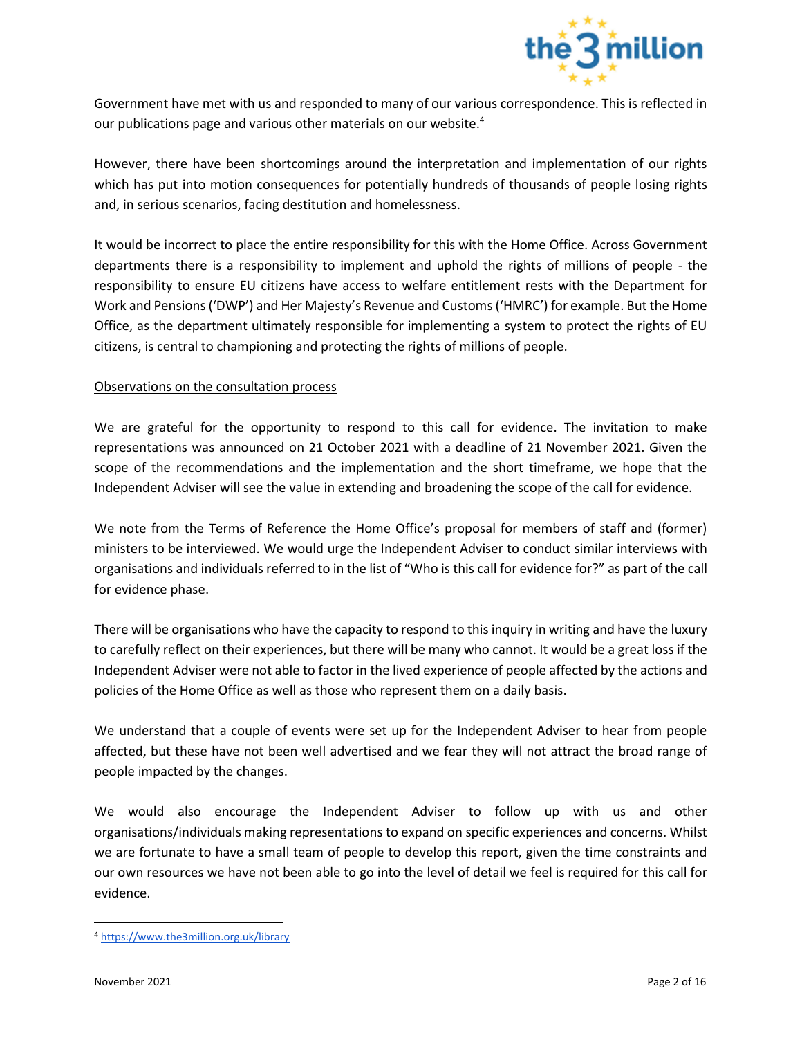Government have met with us and responded to many of our various correspondence. This is reflected in our publications page and various other materials on our website.[4]

However, there have been shortcomings around the interpretation and implementation of our rights which has put into motion consequences for potentially hundreds of thousands of people losing rights and, in serious scenarios, facing destitution and homelessness.

It would be incorrect to place the entire responsibility for this with the Home Office. Across Government departments there is a responsibility to implement and uphold the rights of millions of people - the responsibility to ensure EU citizens have access to welfare entitlement rests with the Department for Work and Pensions ('DWP') and Her Majesty's Revenue and Customs ('HMRC') for example. But the Home Office, as the department ultimately responsible for implementing a system to protect the rights of EU citizens, is central to championing and protecting the rights of millions of people.

<u>Observations on the consultation process</u>

We are grateful for the opportunity to respond to this call for evidence. The invitation to make representations was announced on 21 October 2021 with a deadline of 21 November 2021. Given the scope of the recommendations and the implementation and the short timeframe, we hope that the Independent Adviser will see the value in extending and broadening the scope of the call for evidence.

We note from the Terms of Reference the Home Office's proposal for members of staff and (former) ministers to be interviewed. We would urge the Independent Adviser to conduct similar interviews with organisations and individuals referred to in the list of "Who is this call for evidence for?" as part of the call for evidence phase.

There will be organisations who have the capacity to respond to this inquiry in writing and have the luxury to carefully reflect on their experiences, but there will be many who cannot. It would be a great loss if the Independent Adviser were not able to factor in the lived experience of people affected by the actions and policies of the Home Office as well as those who represent them on a daily basis.

We understand that a couple of events were set up for the Independent Adviser to hear from people affected, but these have not been well advertised and we fear they will not attract the broad range of people impacted by the changes.

We would also encourage the Independent Adviser to follow up with us and other organisations/individuals making representations to expand on specific experiences and concerns. Whilst we are fortunate to have a small team of people to develop this report, given the time constraints and our own resources we have not been able to go into the level of detail we feel is required for this call for evidence.

[4] https://www.the3million.org.uk/library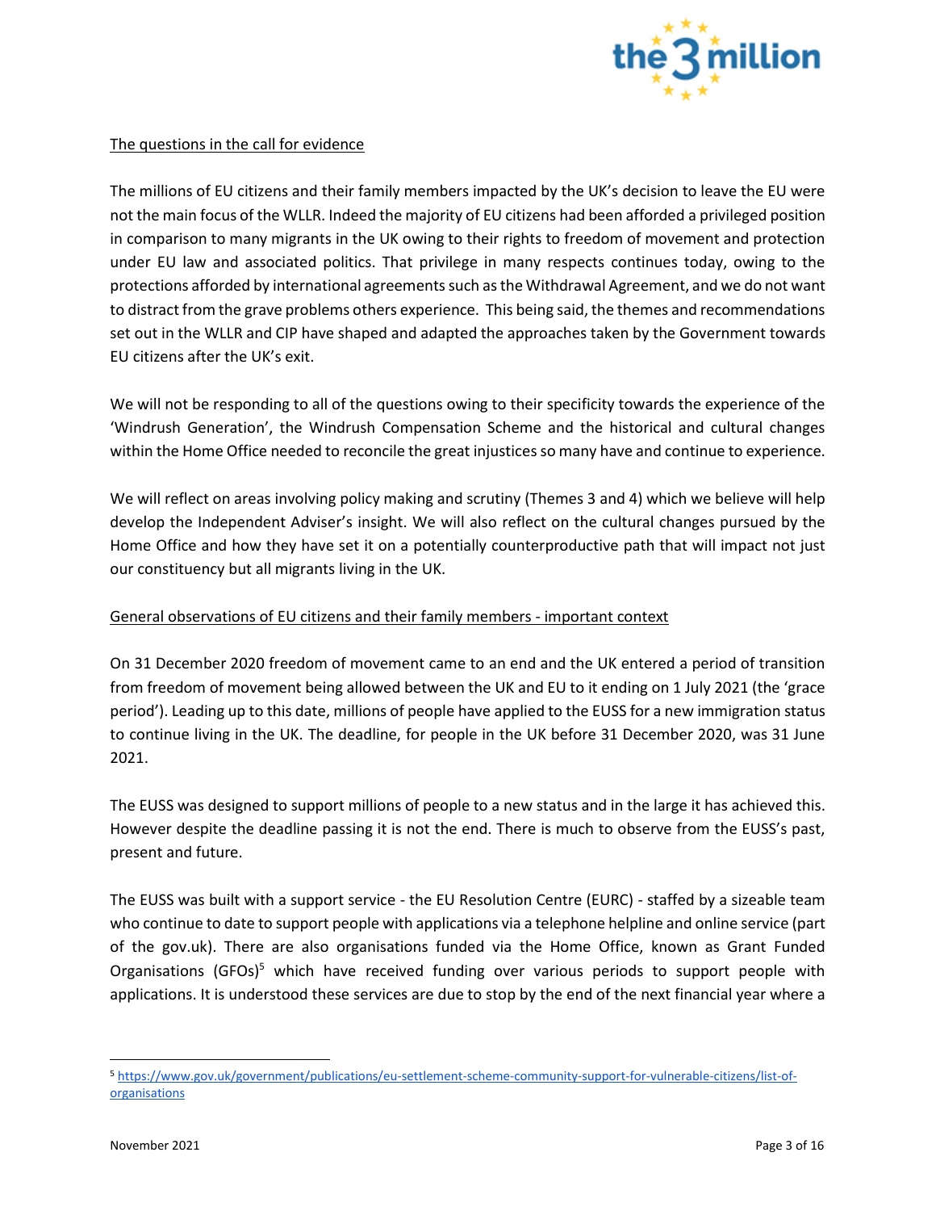The questions in the call for evidence

The millions of EU citizens and their family members impacted by the UK's decision to leave the EU were not the main focus of the WLLR. Indeed the majority of EU citizens had been afforded a privileged position in comparison to many migrants in the UK owing to their rights to freedom of movement and protection under EU law and associated politics. That privilege in many respects continues today, owing to the protections afforded by international agreements such as the Withdrawal Agreement, and we do not want to distract from the grave problems others experience. This being said, the themes and recommendations set out in the WLLR and CIP have shaped and adapted the approaches taken by the Government towards EU citizens after the UK's exit.

We will not be responding to all of the questions owing to their specificity towards the experience of the 'Windrush Generation', the Windrush Compensation Scheme and the historical and cultural changes within the Home Office needed to reconcile the great injustices so many have and continue to experience.

We will reflect on areas involving policy making and scrutiny (Themes 3 and 4) which we believe will help develop the Independent Adviser's insight. We will also reflect on the cultural changes pursued by the Home Office and how they have set it on a potentially counterproductive path that will impact not just our constituency but all migrants living in the UK.

General observations of EU citizens and their family members - important context

On 31 December 2020 freedom of movement came to an end and the UK entered a period of transition from freedom of movement being allowed between the UK and EU to it ending on 1 July 2021 (the 'grace period'). Leading up to this date, millions of people have applied to the EUSS for a new immigration status to continue living in the UK. The deadline, for people in the UK before 31 December 2020, was 31 June 2021.

The EUSS was designed to support millions of people to a new status and in the large it has achieved this. However despite the deadline passing it is not the end. There is much to observe from the EUSS's past, present and future.

The EUSS was built with a support service - the EU Resolution Centre (EURC) - staffed by a sizeable team who continue to date to support people with applications via a telephone helpline and online service (part of the gov.uk). There are also organisations funded via the Home Office, known as Grant Funded Organisations (GFOs)[5] which have received funding over various periods to support people with applications. It is understood these services are due to stop by the end of the next financial year where a

[5] https://www.gov.uk/government/publications/eu-settlement-scheme-community-support-for-vulnerable-citizens/list-of-organisations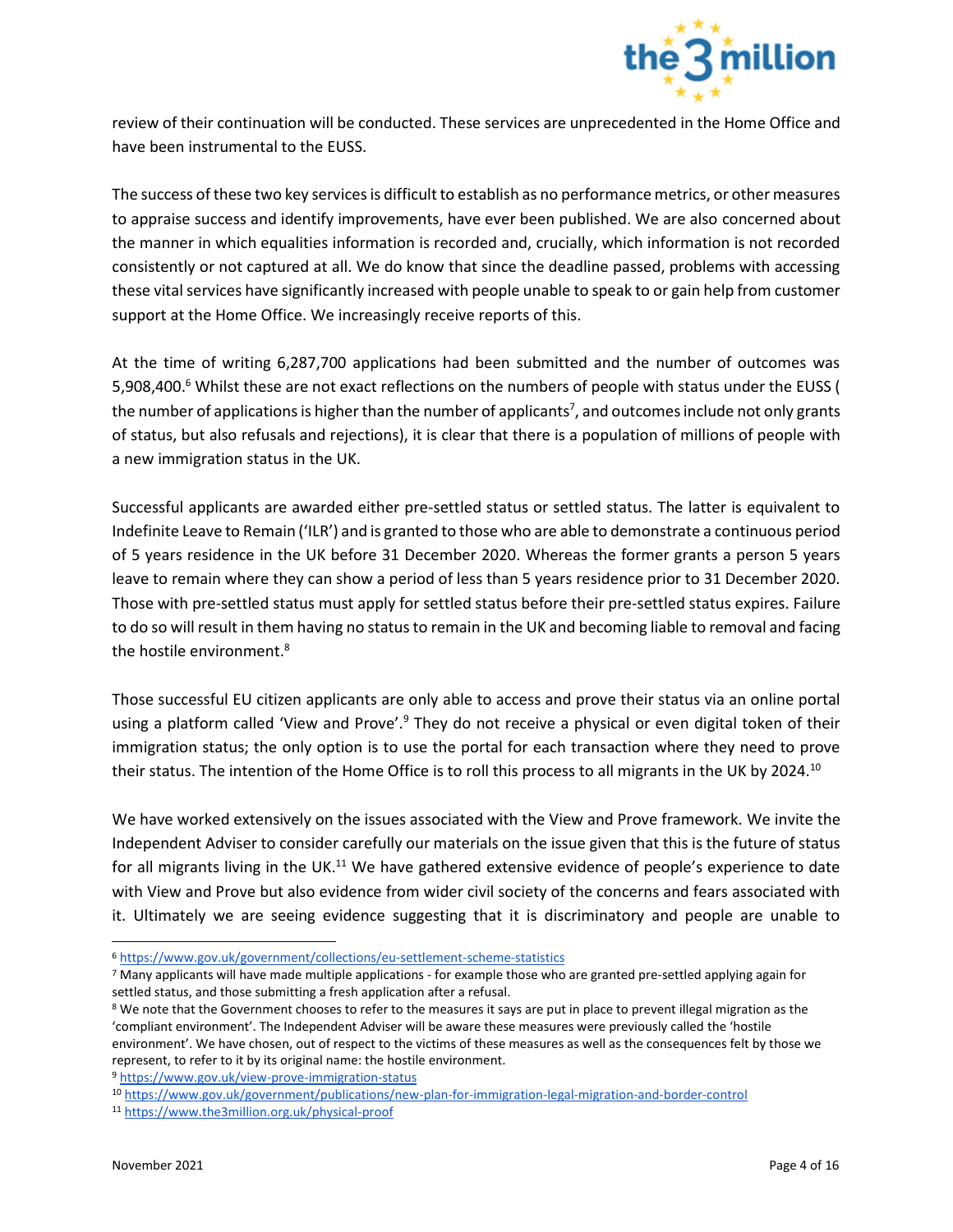review of their continuation will be conducted. These services are unprecedented in the Home Office and have been instrumental to the EUSS.

The success of these two key services is difficult to establish as no performance metrics, or other measures to appraise success and identify improvements, have ever been published. We are also concerned about the manner in which equalities information is recorded and, crucially, which information is not recorded consistently or not captured at all. We do know that since the deadline passed, problems with accessing these vital services have significantly increased with people unable to speak to or gain help from customer support at the Home Office. We increasingly receive reports of this.

At the time of writing 6,287,700 applications had been submitted and the number of outcomes was 5,908,400.[6] Whilst these are not exact reflections on the numbers of people with status under the EUSS ( the number of applications is higher than the number of applicants[7], and outcomes include not only grants of status, but also refusals and rejections), it is clear that there is a population of millions of people with a new immigration status in the UK.

Successful applicants are awarded either pre-settled status or settled status. The latter is equivalent to Indefinite Leave to Remain ('ILR') and is granted to those who are able to demonstrate a continuous period of 5 years residence in the UK before 31 December 2020. Whereas the former grants a person 5 years leave to remain where they can show a period of less than 5 years residence prior to 31 December 2020. Those with pre-settled status must apply for settled status before their pre-settled status expires. Failure to do so will result in them having no status to remain in the UK and becoming liable to removal and facing the hostile environment.[8]

Those successful EU citizen applicants are only able to access and prove their status via an online portal using a platform called 'View and Prove'.[9] They do not receive a physical or even digital token of their immigration status; the only option is to use the portal for each transaction where they need to prove their status. The intention of the Home Office is to roll this process to all migrants in the UK by 2024.[10]

We have worked extensively on the issues associated with the View and Prove framework. We invite the Independent Adviser to consider carefully our materials on the issue given that this is the future of status for all migrants living in the UK.[11] We have gathered extensive evidence of people's experience to date with View and Prove but also evidence from wider civil society of the concerns and fears associated with it. Ultimately we are seeing evidence suggesting that it is discriminatory and people are unable to

---

[6] https://www.gov.uk/government/collections/eu-settlement-scheme-statistics

[7] Many applicants will have made multiple applications - for example those who are granted pre-settled applying again for settled status, and those submitting a fresh application after a refusal.

[8] We note that the Government chooses to refer to the measures it says are put in place to prevent illegal migration as the 'compliant environment'. The Independent Adviser will be aware these measures were previously called the 'hostile environment'. We have chosen, out of respect to the victims of these measures as well as the consequences felt by those we represent, to refer to it by its original name: the hostile environment.

[9] https://www.gov.uk/view-prove-immigration-status

[10] https://www.gov.uk/government/publications/new-plan-for-immigration-legal-migration-and-border-control

[11] https://www.the3million.org.uk/physical-proof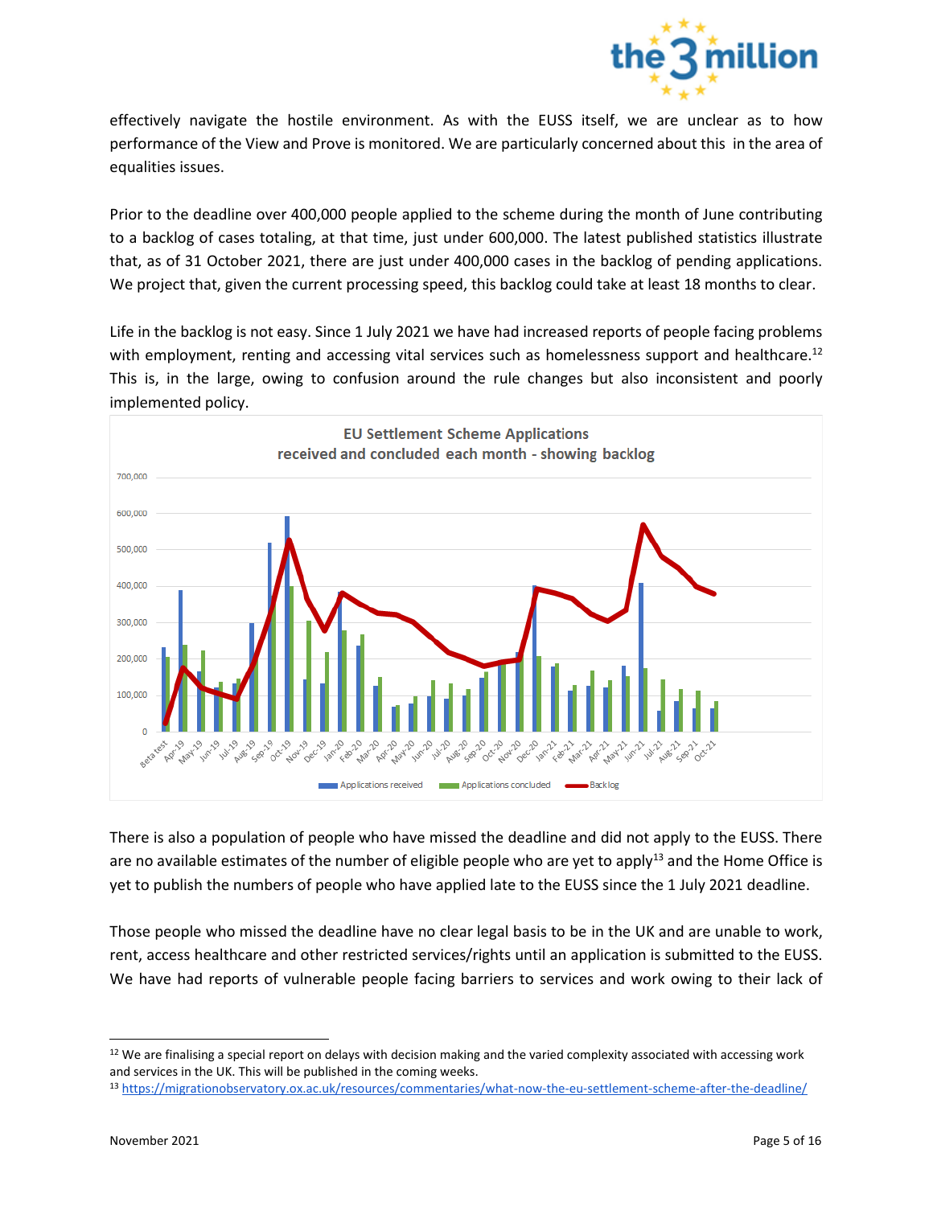effectively navigate the hostile environment. As with the EUSS itself, we are unclear as to how performance of the View and Prove is monitored. We are particularly concerned about this in the area of equalities issues.

Prior to the deadline over 400,000 people applied to the scheme during the month of June contributing to a backlog of cases totaling, at that time, just under 600,000. The latest published statistics illustrate that, as of 31 October 2021, there are just under 400,000 cases in the backlog of pending applications. We project that, given the current processing speed, this backlog could take at least 18 months to clear.

Life in the backlog is not easy. Since 1 July 2021 we have had increased reports of people facing problems with employment, renting and accessing vital services such as homelessness support and healthcare.[12] This is, in the large, owing to confusion around the rule changes but also inconsistent and poorly implemented policy.

**EU Settlement Scheme Applications received and concluded each month - showing backlog**

There is also a population of people who have missed the deadline and did not apply to the EUSS. There are no available estimates of the number of eligible people who are yet to apply[13] and the Home Office is yet to publish the numbers of people who have applied late to the EUSS since the 1 July 2021 deadline.

Those people who missed the deadline have no clear legal basis to be in the UK and are unable to work, rent, access healthcare and other restricted services/rights until an application is submitted to the EUSS. We have had reports of vulnerable people facing barriers to services and work owing to their lack of

---

[12] We are finalising a special report on delays with decision making and the varied complexity associated with accessing work and services in the UK. This will be published in the coming weeks.

[13] https://migrationobservatory.ox.ac.uk/resources/commentaries/what-now-the-eu-settlement-scheme-after-the-deadline/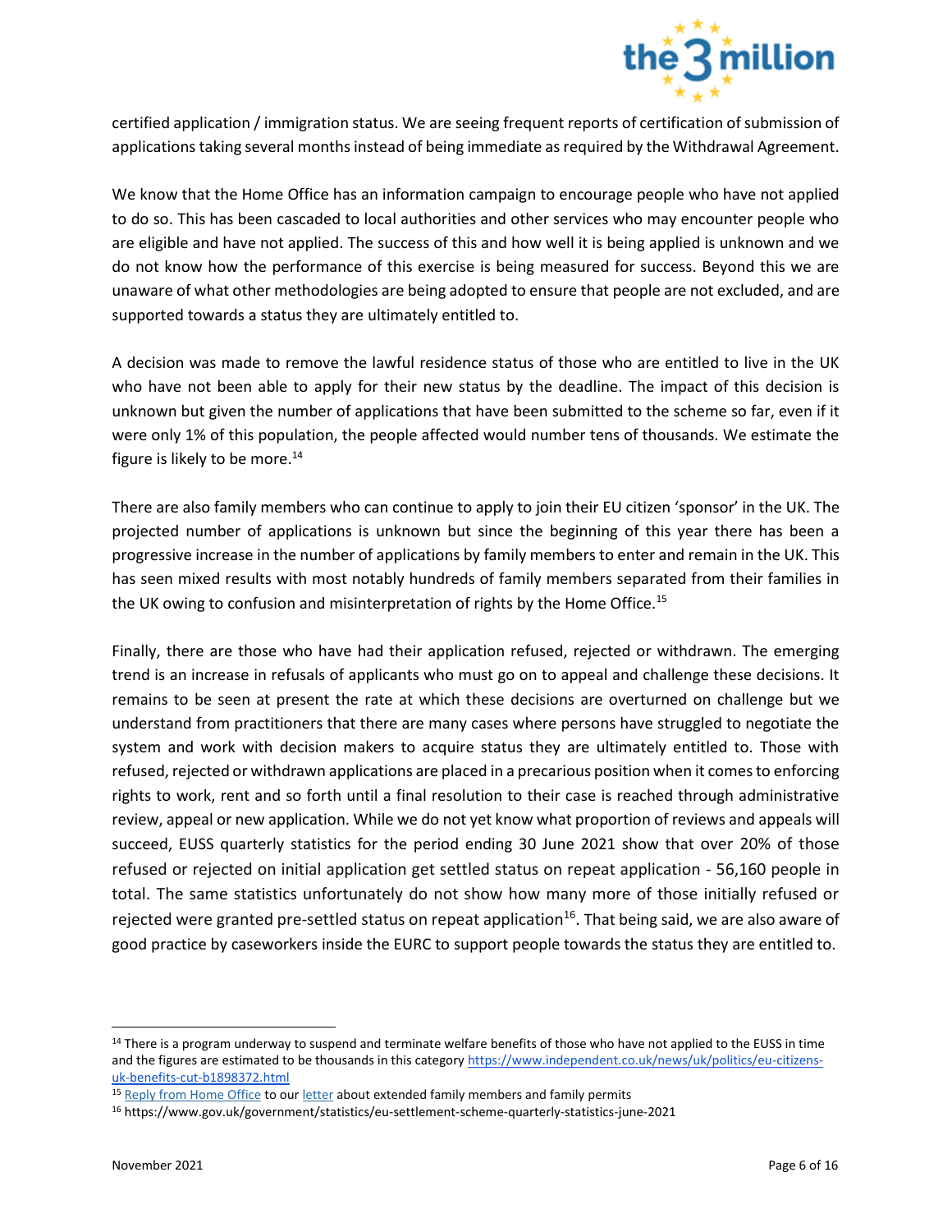certified application / immigration status. We are seeing frequent reports of certification of submission of applications taking several months instead of being immediate as required by the Withdrawal Agreement.

We know that the Home Office has an information campaign to encourage people who have not applied to do so. This has been cascaded to local authorities and other services who may encounter people who are eligible and have not applied. The success of this and how well it is being applied is unknown and we do not know how the performance of this exercise is being measured for success. Beyond this we are unaware of what other methodologies are being adopted to ensure that people are not excluded, and are supported towards a status they are ultimately entitled to.

A decision was made to remove the lawful residence status of those who are entitled to live in the UK who have not been able to apply for their new status by the deadline. The impact of this decision is unknown but given the number of applications that have been submitted to the scheme so far, even if it were only 1% of this population, the people affected would number tens of thousands. We estimate the figure is likely to be more.[14]

There are also family members who can continue to apply to join their EU citizen 'sponsor' in the UK. The projected number of applications is unknown but since the beginning of this year there has been a progressive increase in the number of applications by family members to enter and remain in the UK. This has seen mixed results with most notably hundreds of family members separated from their families in the UK owing to confusion and misinterpretation of rights by the Home Office.[15]

Finally, there are those who have had their application refused, rejected or withdrawn. The emerging trend is an increase in refusals of applicants who must go on to appeal and challenge these decisions. It remains to be seen at present the rate at which these decisions are overturned on challenge but we understand from practitioners that there are many cases where persons have struggled to negotiate the system and work with decision makers to acquire status they are ultimately entitled to. Those with refused, rejected or withdrawn applications are placed in a precarious position when it comes to enforcing rights to work, rent and so forth until a final resolution to their case is reached through administrative review, appeal or new application. While we do not yet know what proportion of reviews and appeals will succeed, EUSS quarterly statistics for the period ending 30 June 2021 show that over 20% of those refused or rejected on initial application get settled status on repeat application - 56,160 people in total. The same statistics unfortunately do not show how many more of those initially refused or rejected were granted pre-settled status on repeat application[16]. That being said, we are also aware of good practice by caseworkers inside the EURC to support people towards the status they are entitled to.

---

[14] There is a program underway to suspend and terminate welfare benefits of those who have not applied to the EUSS in time and the figures are estimated to be thousands in this category https://www.independent.co.uk/news/uk/politics/eu-citizens-uk-benefits-cut-b1898372.html

[15] Reply from Home Office to our letter about extended family members and family permits

[16] https://www.gov.uk/government/statistics/eu-settlement-scheme-quarterly-statistics-june-2021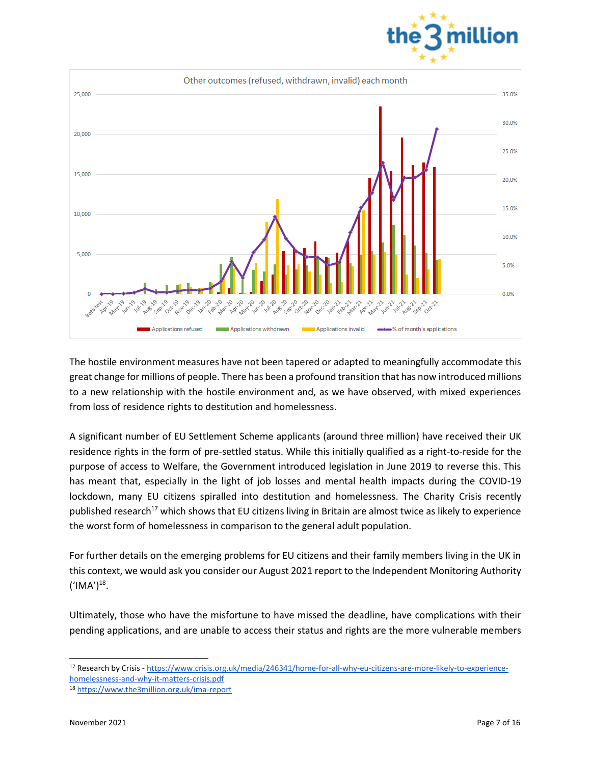Other outcomes (refused, withdrawn, invalid) each month

The hostile environment measures have not been tapered or adapted to meaningfully accommodate this great change for millions of people. There has been a profound transition that has now introduced millions to a new relationship with the hostile environment and, as we have observed, with mixed experiences from loss of residence rights to destitution and homelessness.

A significant number of EU Settlement Scheme applicants (around three million) have received their UK residence rights in the form of pre-settled status. While this initially qualified as a right-to-reside for the purpose of access to Welfare, the Government introduced legislation in June 2019 to reverse this. This has meant that, especially in the light of job losses and mental health impacts during the COVID-19 lockdown, many EU citizens spiralled into destitution and homelessness. The Charity Crisis recently published research[17] which shows that EU citizens living in Britain are almost twice as likely to experience the worst form of homelessness in comparison to the general adult population.

For further details on the emerging problems for EU citizens and their family members living in the UK in this context, we would ask you consider our August 2021 report to the Independent Monitoring Authority ('IMA')[18].

Ultimately, those who have the misfortune to have missed the deadline, have complications with their pending applications, and are unable to access their status and rights are the more vulnerable members

[17] Research by Crisis - https://www.crisis.org.uk/media/246341/home-for-all-why-eu-citizens-are-more-likely-to-experience-homelessness-and-why-it-matters-crisis.pdf

[18] https://www.the3million.org.uk/ima-report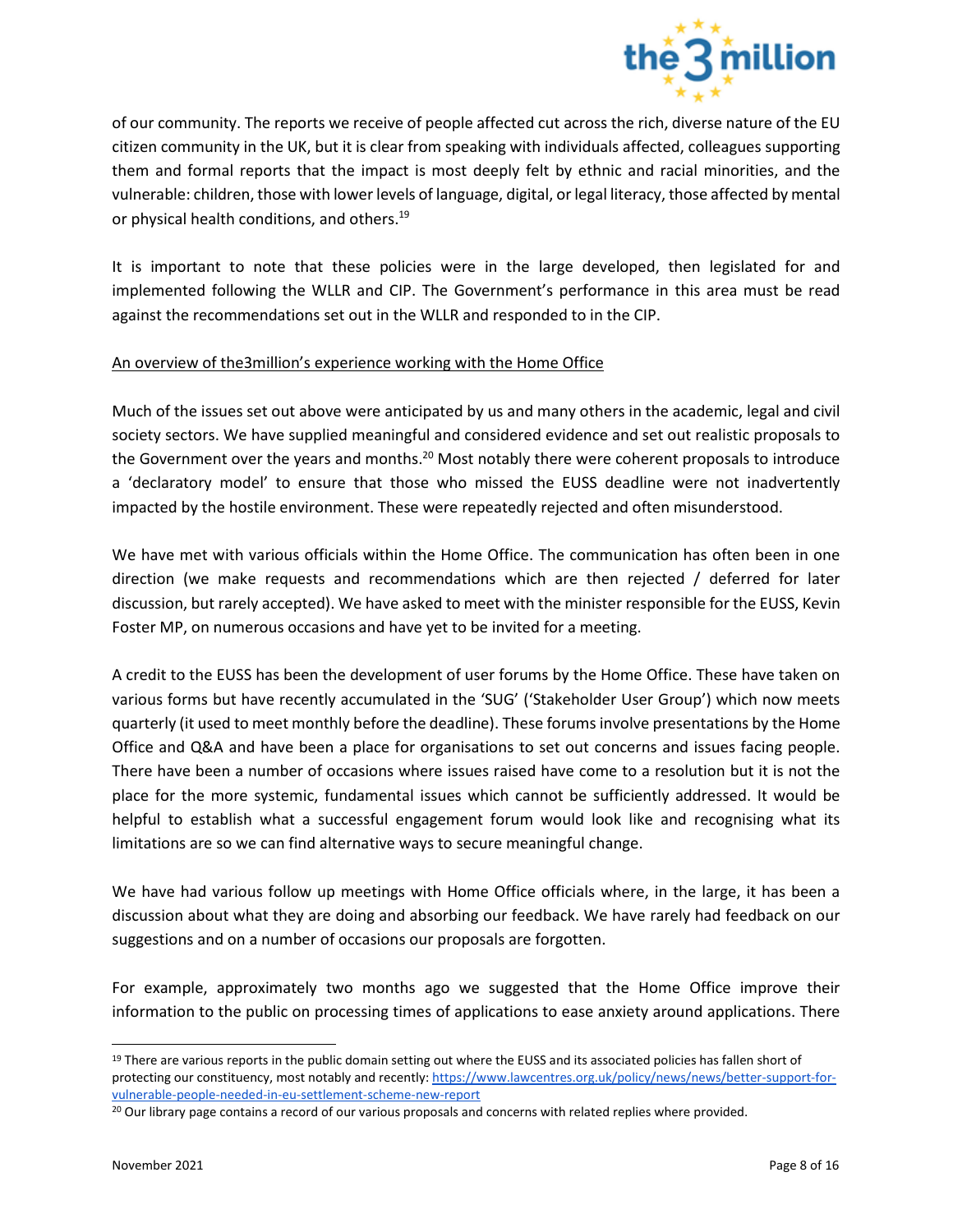of our community. The reports we receive of people affected cut across the rich, diverse nature of the EU citizen community in the UK, but it is clear from speaking with individuals affected, colleagues supporting them and formal reports that the impact is most deeply felt by ethnic and racial minorities, and the vulnerable: children, those with lower levels of language, digital, or legal literacy, those affected by mental or physical health conditions, and others.[19]

It is important to note that these policies were in the large developed, then legislated for and implemented following the WLLR and CIP. The Government's performance in this area must be read against the recommendations set out in the WLLR and responded to in the CIP.

<u>An overview of the3million's experience working with the Home Office</u>

Much of the issues set out above were anticipated by us and many others in the academic, legal and civil society sectors. We have supplied meaningful and considered evidence and set out realistic proposals to the Government over the years and months.[20] Most notably there were coherent proposals to introduce a 'declaratory model' to ensure that those who missed the EUSS deadline were not inadvertently impacted by the hostile environment. These were repeatedly rejected and often misunderstood.

We have met with various officials within the Home Office. The communication has often been in one direction (we make requests and recommendations which are then rejected / deferred for later discussion, but rarely accepted). We have asked to meet with the minister responsible for the EUSS, Kevin Foster MP, on numerous occasions and have yet to be invited for a meeting.

A credit to the EUSS has been the development of user forums by the Home Office. These have taken on various forms but have recently accumulated in the 'SUG' ('Stakeholder User Group') which now meets quarterly (it used to meet monthly before the deadline). These forums involve presentations by the Home Office and Q&A and have been a place for organisations to set out concerns and issues facing people. There have been a number of occasions where issues raised have come to a resolution but it is not the place for the more systemic, fundamental issues which cannot be sufficiently addressed. It would be helpful to establish what a successful engagement forum would look like and recognising what its limitations are so we can find alternative ways to secure meaningful change.

We have had various follow up meetings with Home Office officials where, in the large, it has been a discussion about what they are doing and absorbing our feedback. We have rarely had feedback on our suggestions and on a number of occasions our proposals are forgotten.

For example, approximately two months ago we suggested that the Home Office improve their information to the public on processing times of applications to ease anxiety around applications. There

---

[19] There are various reports in the public domain setting out where the EUSS and its associated policies has fallen short of protecting our constituency, most notably and recently: https://www.lawcentres.org.uk/policy/news/news/better-support-for-vulnerable-people-needed-in-eu-settlement-scheme-new-report

[20] Our library page contains a record of our various proposals and concerns with related replies where provided.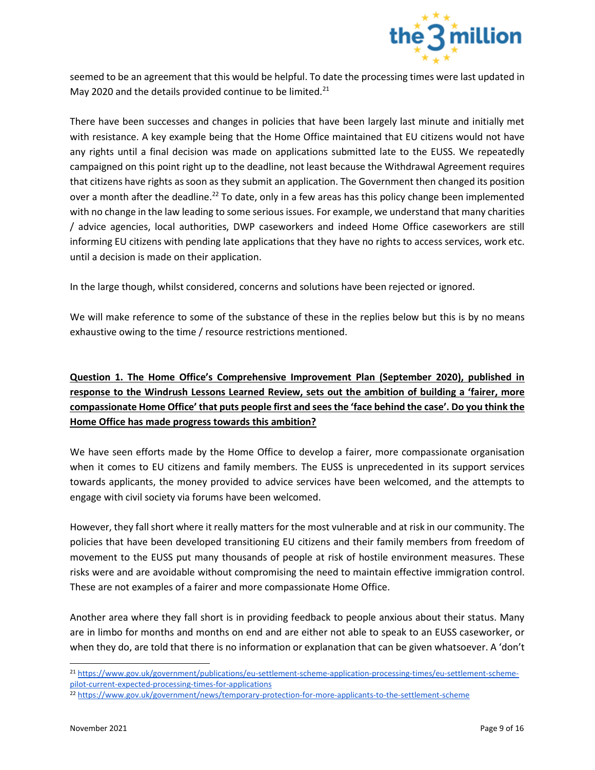seemed to be an agreement that this would be helpful. To date the processing times were last updated in May 2020 and the details provided continue to be limited.[21]

There have been successes and changes in policies that have been largely last minute and initially met with resistance. A key example being that the Home Office maintained that EU citizens would not have any rights until a final decision was made on applications submitted late to the EUSS. We repeatedly campaigned on this point right up to the deadline, not least because the Withdrawal Agreement requires that citizens have rights as soon as they submit an application. The Government then changed its position over a month after the deadline.[22] To date, only in a few areas has this policy change been implemented with no change in the law leading to some serious issues. For example, we understand that many charities / advice agencies, local authorities, DWP caseworkers and indeed Home Office caseworkers are still informing EU citizens with pending late applications that they have no rights to access services, work etc. until a decision is made on their application.

In the large though, whilst considered, concerns and solutions have been rejected or ignored.

We will make reference to some of the substance of these in the replies below but this is by no means exhaustive owing to the time / resource restrictions mentioned.

**Question 1. The Home Office's Comprehensive Improvement Plan (September 2020), published in response to the Windrush Lessons Learned Review, sets out the ambition of building a 'fairer, more compassionate Home Office' that puts people first and sees the 'face behind the case'. Do you think the Home Office has made progress towards this ambition?**

We have seen efforts made by the Home Office to develop a fairer, more compassionate organisation when it comes to EU citizens and family members. The EUSS is unprecedented in its support services towards applicants, the money provided to advice services have been welcomed, and the attempts to engage with civil society via forums have been welcomed.

However, they fall short where it really matters for the most vulnerable and at risk in our community. The policies that have been developed transitioning EU citizens and their family members from freedom of movement to the EUSS put many thousands of people at risk of hostile environment measures. These risks were and are avoidable without compromising the need to maintain effective immigration control. These are not examples of a fairer and more compassionate Home Office.

Another area where they fall short is in providing feedback to people anxious about their status. Many are in limbo for months and months on end and are either not able to speak to an EUSS caseworker, or when they do, are told that there is no information or explanation that can be given whatsoever. A 'don't

[21] https://www.gov.uk/government/publications/eu-settlement-scheme-application-processing-times/eu-settlement-scheme-pilot-current-expected-processing-times-for-applications

[22] https://www.gov.uk/government/news/temporary-protection-for-more-applicants-to-the-settlement-scheme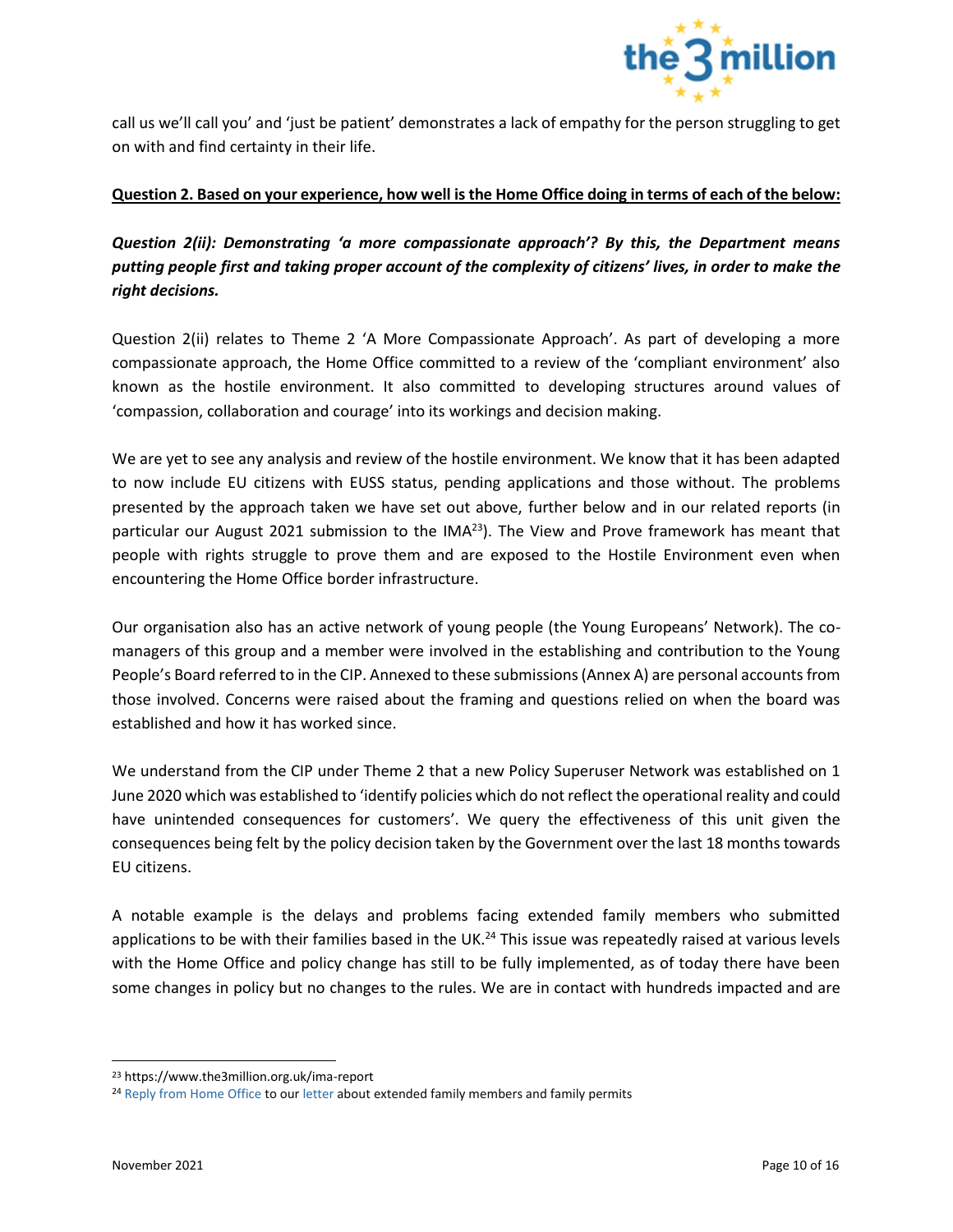call us we'll call you' and 'just be patient' demonstrates a lack of empathy for the person struggling to get on with and find certainty in their life.

**Question 2. Based on your experience, how well is the Home Office doing in terms of each of the below:**

***Question 2(ii): Demonstrating 'a more compassionate approach'? By this, the Department means putting people first and taking proper account of the complexity of citizens' lives, in order to make the right decisions.***

Question 2(ii) relates to Theme 2 'A More Compassionate Approach'. As part of developing a more compassionate approach, the Home Office committed to a review of the 'compliant environment' also known as the hostile environment. It also committed to developing structures around values of 'compassion, collaboration and courage' into its workings and decision making.

We are yet to see any analysis and review of the hostile environment. We know that it has been adapted to now include EU citizens with EUSS status, pending applications and those without. The problems presented by the approach taken we have set out above, further below and in our related reports (in particular our August 2021 submission to the IMA[23]). The View and Prove framework has meant that people with rights struggle to prove them and are exposed to the Hostile Environment even when encountering the Home Office border infrastructure.

Our organisation also has an active network of young people (the Young Europeans' Network). The co-managers of this group and a member were involved in the establishing and contribution to the Young People's Board referred to in the CIP. Annexed to these submissions (Annex A) are personal accounts from those involved. Concerns were raised about the framing and questions relied on when the board was established and how it has worked since.

We understand from the CIP under Theme 2 that a new Policy Superuser Network was established on 1 June 2020 which was established to 'identify policies which do not reflect the operational reality and could have unintended consequences for customers'. We query the effectiveness of this unit given the consequences being felt by the policy decision taken by the Government over the last 18 months towards EU citizens.

A notable example is the delays and problems facing extended family members who submitted applications to be with their families based in the UK.[24] This issue was repeatedly raised at various levels with the Home Office and policy change has still to be fully implemented, as of today there have been some changes in policy but no changes to the rules. We are in contact with hundreds impacted and are

---

[23] https://www.the3million.org.uk/ima-report

[24] Reply from Home Office to our letter about extended family members and family permits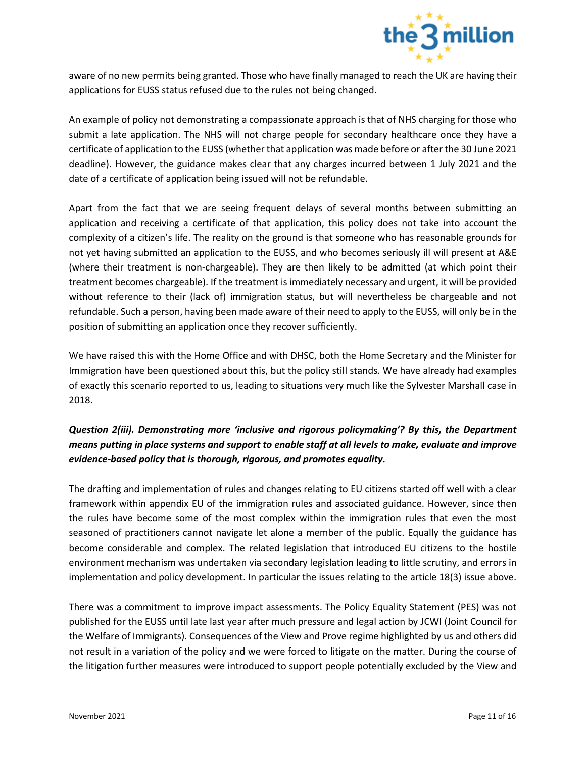aware of no new permits being granted. Those who have finally managed to reach the UK are having their applications for EUSS status refused due to the rules not being changed.

An example of policy not demonstrating a compassionate approach is that of NHS charging for those who submit a late application. The NHS will not charge people for secondary healthcare once they have a certificate of application to the EUSS (whether that application was made before or after the 30 June 2021 deadline). However, the guidance makes clear that any charges incurred between 1 July 2021 and the date of a certificate of application being issued will not be refundable.

Apart from the fact that we are seeing frequent delays of several months between submitting an application and receiving a certificate of that application, this policy does not take into account the complexity of a citizen's life. The reality on the ground is that someone who has reasonable grounds for not yet having submitted an application to the EUSS, and who becomes seriously ill will present at A&E (where their treatment is non-chargeable). They are then likely to be admitted (at which point their treatment becomes chargeable). If the treatment is immediately necessary and urgent, it will be provided without reference to their (lack of) immigration status, but will nevertheless be chargeable and not refundable. Such a person, having been made aware of their need to apply to the EUSS, will only be in the position of submitting an application once they recover sufficiently.

We have raised this with the Home Office and with DHSC, both the Home Secretary and the Minister for Immigration have been questioned about this, but the policy still stands. We have already had examples of exactly this scenario reported to us, leading to situations very much like the Sylvester Marshall case in 2018.

***Question 2(iii). Demonstrating more 'inclusive and rigorous policymaking'? By this, the Department means putting in place systems and support to enable staff at all levels to make, evaluate and improve evidence-based policy that is thorough, rigorous, and promotes equality.***

The drafting and implementation of rules and changes relating to EU citizens started off well with a clear framework within appendix EU of the immigration rules and associated guidance. However, since then the rules have become some of the most complex within the immigration rules that even the most seasoned of practitioners cannot navigate let alone a member of the public. Equally the guidance has become considerable and complex. The related legislation that introduced EU citizens to the hostile environment mechanism was undertaken via secondary legislation leading to little scrutiny, and errors in implementation and policy development. In particular the issues relating to the article 18(3) issue above.

There was a commitment to improve impact assessments. The Policy Equality Statement (PES) was not published for the EUSS until late last year after much pressure and legal action by JCWI (Joint Council for the Welfare of Immigrants). Consequences of the View and Prove regime highlighted by us and others did not result in a variation of the policy and we were forced to litigate on the matter. During the course of the litigation further measures were introduced to support people potentially excluded by the View and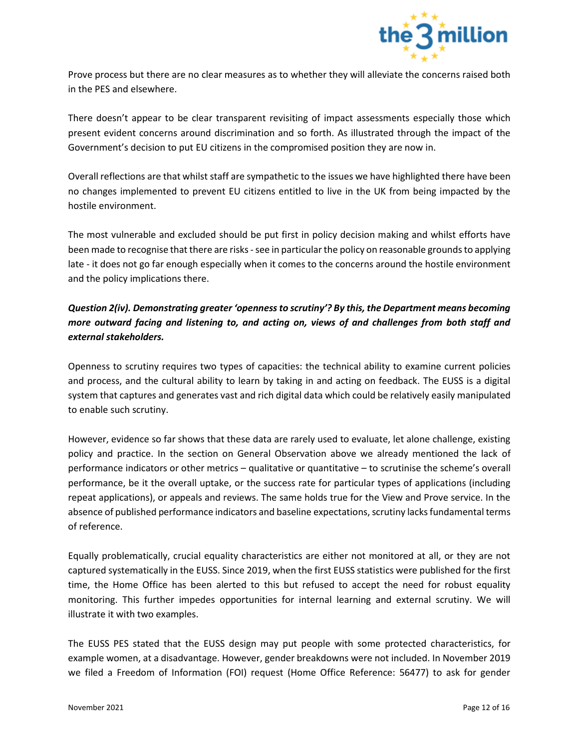Prove process but there are no clear measures as to whether they will alleviate the concerns raised both in the PES and elsewhere.

There doesn't appear to be clear transparent revisiting of impact assessments especially those which present evident concerns around discrimination and so forth. As illustrated through the impact of the Government's decision to put EU citizens in the compromised position they are now in.

Overall reflections are that whilst staff are sympathetic to the issues we have highlighted there have been no changes implemented to prevent EU citizens entitled to live in the UK from being impacted by the hostile environment.

The most vulnerable and excluded should be put first in policy decision making and whilst efforts have been made to recognise that there are risks - see in particular the policy on reasonable grounds to applying late - it does not go far enough especially when it comes to the concerns around the hostile environment and the policy implications there.

***Question 2(iv). Demonstrating greater 'openness to scrutiny'? By this, the Department means becoming more outward facing and listening to, and acting on, views of and challenges from both staff and external stakeholders.***

Openness to scrutiny requires two types of capacities: the technical ability to examine current policies and process, and the cultural ability to learn by taking in and acting on feedback. The EUSS is a digital system that captures and generates vast and rich digital data which could be relatively easily manipulated to enable such scrutiny.

However, evidence so far shows that these data are rarely used to evaluate, let alone challenge, existing policy and practice. In the section on General Observation above we already mentioned the lack of performance indicators or other metrics – qualitative or quantitative – to scrutinise the scheme's overall performance, be it the overall uptake, or the success rate for particular types of applications (including repeat applications), or appeals and reviews. The same holds true for the View and Prove service. In the absence of published performance indicators and baseline expectations, scrutiny lacks fundamental terms of reference.

Equally problematically, crucial equality characteristics are either not monitored at all, or they are not captured systematically in the EUSS. Since 2019, when the first EUSS statistics were published for the first time, the Home Office has been alerted to this but refused to accept the need for robust equality monitoring. This further impedes opportunities for internal learning and external scrutiny. We will illustrate it with two examples.

The EUSS PES stated that the EUSS design may put people with some protected characteristics, for example women, at a disadvantage. However, gender breakdowns were not included. In November 2019 we filed a Freedom of Information (FOI) request (Home Office Reference: 56477) to ask for gender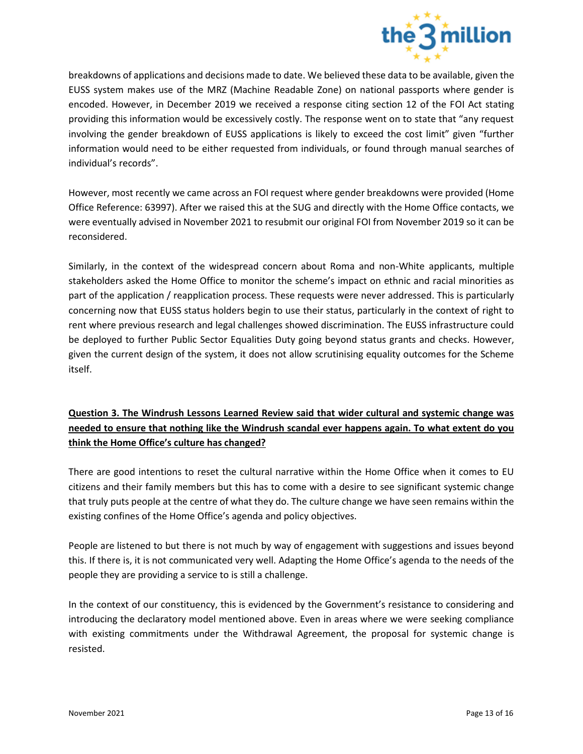breakdowns of applications and decisions made to date. We believed these data to be available, given the EUSS system makes use of the MRZ (Machine Readable Zone) on national passports where gender is encoded. However, in December 2019 we received a response citing section 12 of the FOI Act stating providing this information would be excessively costly. The response went on to state that "any request involving the gender breakdown of EUSS applications is likely to exceed the cost limit" given "further information would need to be either requested from individuals, or found through manual searches of individual's records".

However, most recently we came across an FOI request where gender breakdowns were provided (Home Office Reference: 63997). After we raised this at the SUG and directly with the Home Office contacts, we were eventually advised in November 2021 to resubmit our original FOI from November 2019 so it can be reconsidered.

Similarly, in the context of the widespread concern about Roma and non-White applicants, multiple stakeholders asked the Home Office to monitor the scheme's impact on ethnic and racial minorities as part of the application / reapplication process. These requests were never addressed. This is particularly concerning now that EUSS status holders begin to use their status, particularly in the context of right to rent where previous research and legal challenges showed discrimination. The EUSS infrastructure could be deployed to further Public Sector Equalities Duty going beyond status grants and checks. However, given the current design of the system, it does not allow scrutinising equality outcomes for the Scheme itself.

**<u>Question 3. The Windrush Lessons Learned Review said that wider cultural and systemic change was needed to ensure that nothing like the Windrush scandal ever happens again. To what extent do you think the Home Office's culture has changed?</u>**

There are good intentions to reset the cultural narrative within the Home Office when it comes to EU citizens and their family members but this has to come with a desire to see significant systemic change that truly puts people at the centre of what they do. The culture change we have seen remains within the existing confines of the Home Office's agenda and policy objectives.

People are listened to but there is not much by way of engagement with suggestions and issues beyond this. If there is, it is not communicated very well. Adapting the Home Office's agenda to the needs of the people they are providing a service to is still a challenge.

In the context of our constituency, this is evidenced by the Government's resistance to considering and introducing the declaratory model mentioned above. Even in areas where we were seeking compliance with existing commitments under the Withdrawal Agreement, the proposal for systemic change is resisted.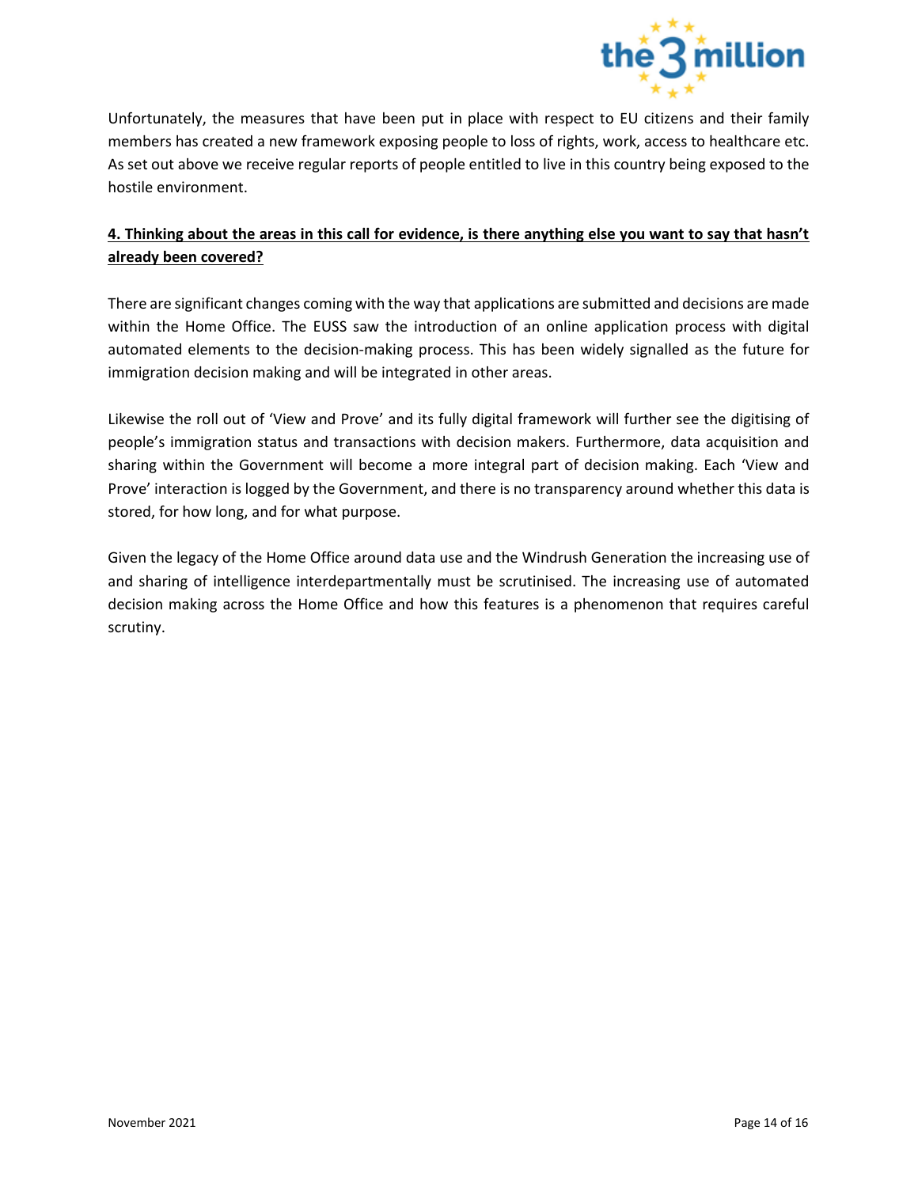Unfortunately, the measures that have been put in place with respect to EU citizens and their family members has created a new framework exposing people to loss of rights, work, access to healthcare etc. As set out above we receive regular reports of people entitled to live in this country being exposed to the hostile environment.

**4. Thinking about the areas in this call for evidence, is there anything else you want to say that hasn't already been covered?**

There are significant changes coming with the way that applications are submitted and decisions are made within the Home Office. The EUSS saw the introduction of an online application process with digital automated elements to the decision-making process. This has been widely signalled as the future for immigration decision making and will be integrated in other areas.

Likewise the roll out of 'View and Prove' and its fully digital framework will further see the digitising of people's immigration status and transactions with decision makers. Furthermore, data acquisition and sharing within the Government will become a more integral part of decision making. Each 'View and Prove' interaction is logged by the Government, and there is no transparency around whether this data is stored, for how long, and for what purpose.

Given the legacy of the Home Office around data use and the Windrush Generation the increasing use of and sharing of intelligence interdepartmentally must be scrutinised. The increasing use of automated decision making across the Home Office and how this features is a phenomenon that requires careful scrutiny.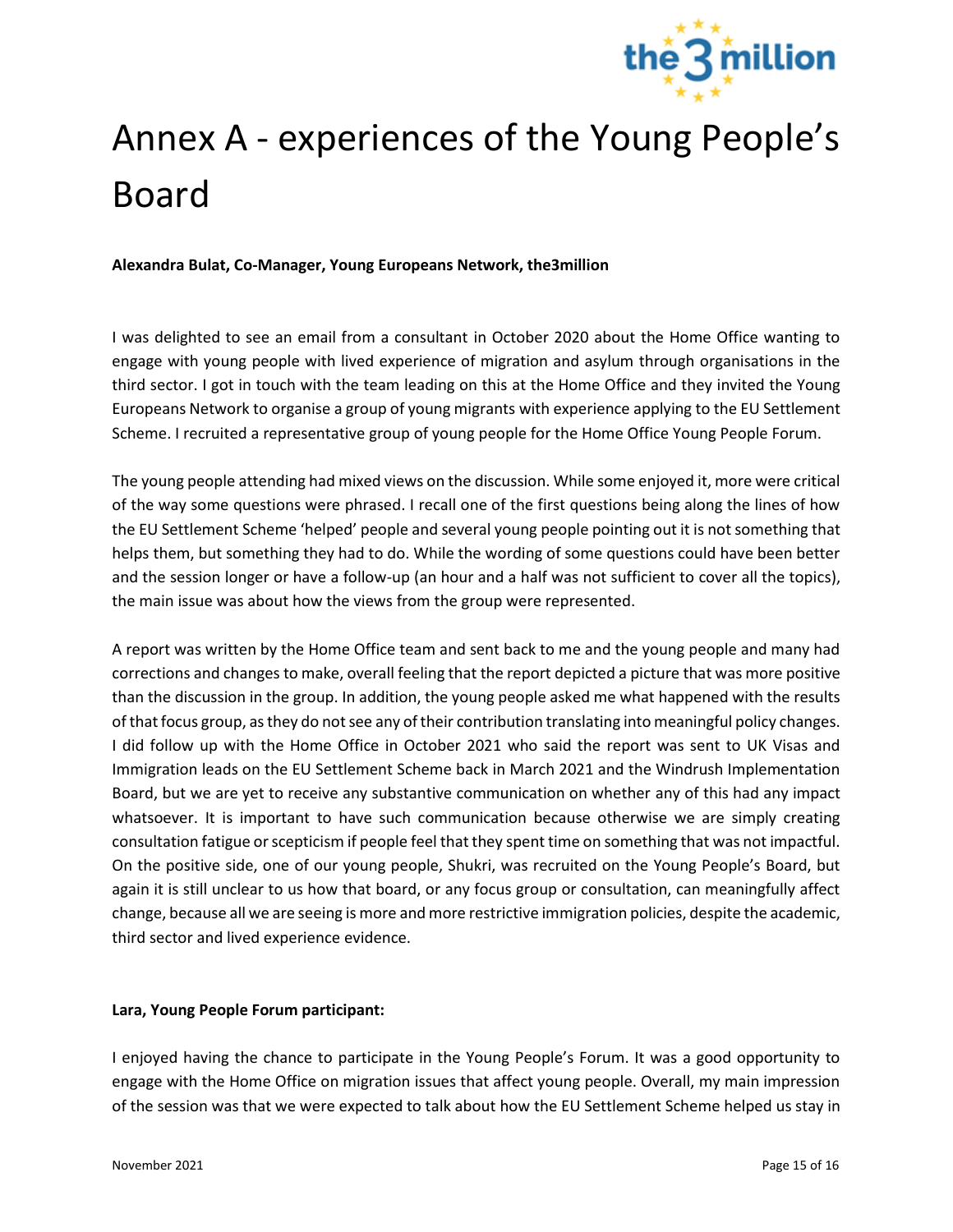# Annex A - experiences of the Young People's Board

**Alexandra Bulat, Co-Manager, Young Europeans Network, the3million**

I was delighted to see an email from a consultant in October 2020 about the Home Office wanting to engage with young people with lived experience of migration and asylum through organisations in the third sector. I got in touch with the team leading on this at the Home Office and they invited the Young Europeans Network to organise a group of young migrants with experience applying to the EU Settlement Scheme. I recruited a representative group of young people for the Home Office Young People Forum.

The young people attending had mixed views on the discussion. While some enjoyed it, more were critical of the way some questions were phrased. I recall one of the first questions being along the lines of how the EU Settlement Scheme 'helped' people and several young people pointing out it is not something that helps them, but something they had to do. While the wording of some questions could have been better and the session longer or have a follow-up (an hour and a half was not sufficient to cover all the topics), the main issue was about how the views from the group were represented.

A report was written by the Home Office team and sent back to me and the young people and many had corrections and changes to make, overall feeling that the report depicted a picture that was more positive than the discussion in the group. In addition, the young people asked me what happened with the results of that focus group, as they do not see any of their contribution translating into meaningful policy changes. I did follow up with the Home Office in October 2021 who said the report was sent to UK Visas and Immigration leads on the EU Settlement Scheme back in March 2021 and the Windrush Implementation Board, but we are yet to receive any substantive communication on whether any of this had any impact whatsoever. It is important to have such communication because otherwise we are simply creating consultation fatigue or scepticism if people feel that they spent time on something that was not impactful. On the positive side, one of our young people, Shukri, was recruited on the Young People's Board, but again it is still unclear to us how that board, or any focus group or consultation, can meaningfully affect change, because all we are seeing is more and more restrictive immigration policies, despite the academic, third sector and lived experience evidence.

**Lara, Young People Forum participant:**

I enjoyed having the chance to participate in the Young People's Forum. It was a good opportunity to engage with the Home Office on migration issues that affect young people. Overall, my main impression of the session was that we were expected to talk about how the EU Settlement Scheme helped us stay in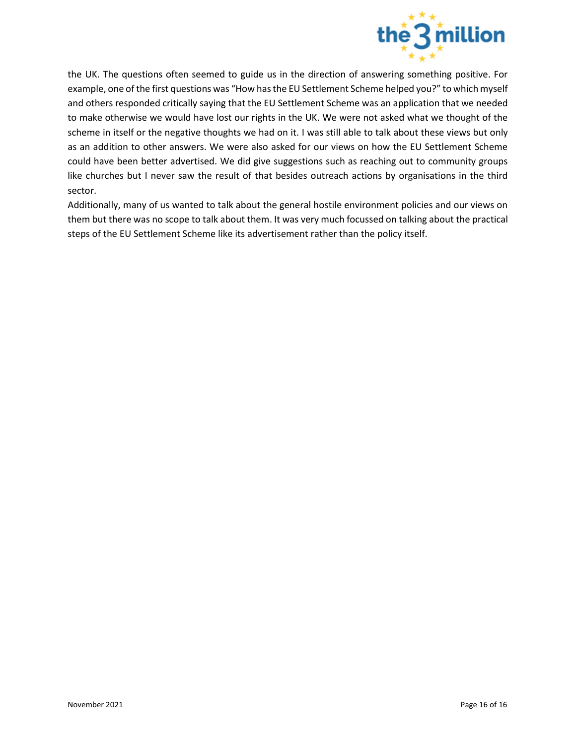the UK. The questions often seemed to guide us in the direction of answering something positive. For example, one of the first questions was "How has the EU Settlement Scheme helped you?" to which myself and others responded critically saying that the EU Settlement Scheme was an application that we needed to make otherwise we would have lost our rights in the UK. We were not asked what we thought of the scheme in itself or the negative thoughts we had on it. I was still able to talk about these views but only as an addition to other answers. We were also asked for our views on how the EU Settlement Scheme could have been better advertised. We did give suggestions such as reaching out to community groups like churches but I never saw the result of that besides outreach actions by organisations in the third sector.

Additionally, many of us wanted to talk about the general hostile environment policies and our views on them but there was no scope to talk about them. It was very much focussed on talking about the practical steps of the EU Settlement Scheme like its advertisement rather than the policy itself.